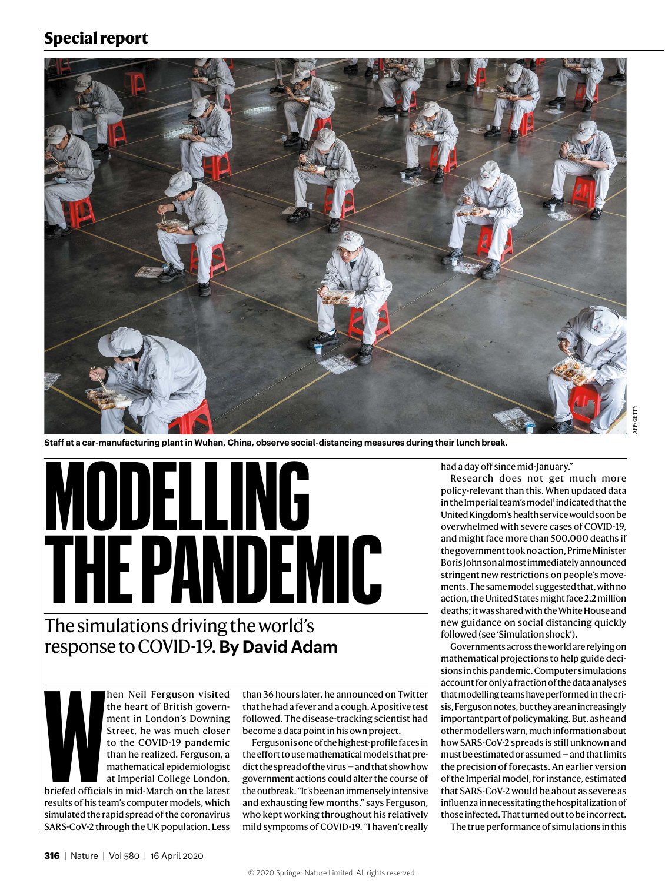Special report

Staff at a car-manufacturing plant in Wuhan, China, observe social-distancing measures during their lunch break.

# MODELLING THE PANDEMIC

## The simulations driving the world's response to COVID-19. **By David Adam**

When Neil Ferguson visited the heart of British government in London's Downing Street, he was much closer to the COVID-19 pandemic than he realized. Ferguson, a mathematical epidemiologist at Imperial College London, briefed officials in mid-March on the latest results of his team's computer models, which simulated the rapid spread of the coronavirus SARS-CoV-2 through the UK population. Less than 36 hours later, he announced on Twitter that he had a fever and a cough. A positive test followed. The disease-tracking scientist had become a data point in his own project.

Ferguson is one of the highest-profile faces in the effort to use mathematical models that predict the spread of the virus — and that show how government actions could alter the course of the outbreak. "It's been an immensely intensive and exhausting few months," says Ferguson, who kept working throughout his relatively mild symptoms of COVID-19. "I haven't really had a day off since mid-January."

Research does not get much more policy-relevant than this. When updated data in the Imperial team's model[1] indicated that the United Kingdom's health service would soon be overwhelmed with severe cases of COVID-19, and might face more than 500,000 deaths if the government took no action, Prime Minister Boris Johnson almost immediately announced stringent new restrictions on people's movements. The same model suggested that, with no action, the United States might face 2.2 million deaths; it was shared with the White House and new guidance on social distancing quickly followed (see 'Simulation shock').

Governments across the world are relying on mathematical projections to help guide decisions in this pandemic. Computer simulations account for only a fraction of the data analyses that modelling teams have performed in the crisis, Ferguson notes, but they are an increasingly important part of policymaking. But, as he and other modellers warn, much information about how SARS-CoV-2 spreads is still unknown and must be estimated or assumed — and that limits the precision of forecasts. An earlier version of the Imperial model, for instance, estimated that SARS-CoV-2 would be about as severe as influenza in necessitating the hospitalization of those infected. That turned out to be incorrect.

The true performance of simulations in this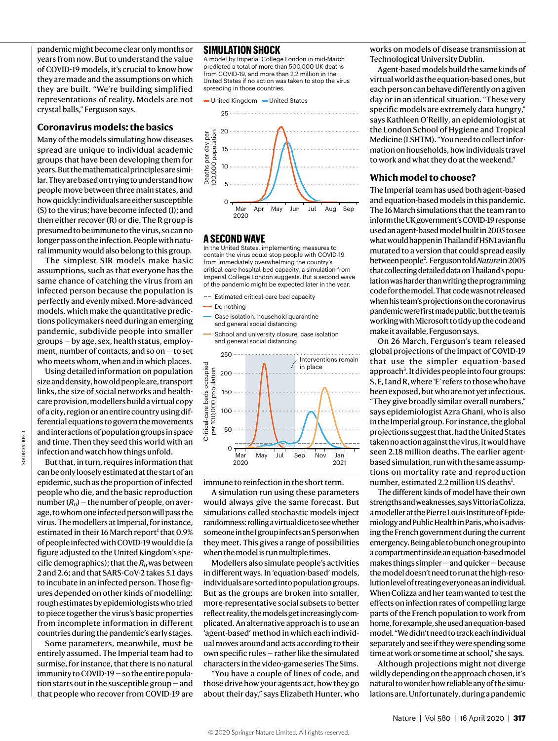pandemic might become clear only months or years from now. But to understand the value of COVID-19 models, it's crucial to know how they are made and the assumptions on which they are built. "We're building simplified representations of reality. Models are not crystal balls," Ferguson says.

### Coronavirus models: the basics

Many of the models simulating how diseases spread are unique to individual academic groups that have been developing them for years. But the mathematical principles are similar. They are based on trying to understand how people move between three main states, and how quickly: individuals are either susceptible (S) to the virus; have become infected (I); and then either recover (R) or die. The R group is presumed to be immune to the virus, so can no longer pass on the infection. People with natural immunity would also belong to this group.

The simplest SIR models make basic assumptions, such as that everyone has the same chance of catching the virus from an infected person because the population is perfectly and evenly mixed. More-advanced models, which make the quantitative predictions policymakers need during an emerging pandemic, subdivide people into smaller groups — by age, sex, health status, employment, number of contacts, and so on — to set who meets whom, when and in which places.

Using detailed information on population size and density, how old people are, transport links, the size of social networks and health-care provision, modellers build a virtual copy of a city, region or an entire country using differential equations to govern the movements and interactions of population groups in space and time. Then they seed this world with an infection and watch how things unfold.

But that, in turn, requires information that can be only loosely estimated at the start of an epidemic, such as the proportion of infected people who die, and the basic reproduction number ($R_0$) — the number of people, on average, to whom one infected person will pass the virus. The modellers at Imperial, for instance, estimated in their 16 March report[1] that 0.9% of people infected with COVID-19 would die (a figure adjusted to the United Kingdom's specific demographics); that the $R_0$ was between 2 and 2.6; and that SARS-CoV-2 takes 5.1 days to incubate in an infected person. Those figures depended on other kinds of modelling: rough estimates by epidemiologists who tried to piece together the virus's basic properties from incomplete information in different countries during the pandemic's early stages.

Some parameters, meanwhile, must be entirely assumed. The Imperial team had to surmise, for instance, that there is no natural immunity to COVID-19 — so the entire population starts out in the susceptible group — and that people who recover from COVID-19 are immune to reinfection in the short term.

A simulation run using these parameters would always give the same forecast. But simulations called stochastic models inject randomness: rolling a virtual dice to see whether someone in the I group infects an S person when they meet. This gives a range of possibilities when the model is run multiple times.

Modellers also simulate people's activities in different ways. In 'equation-based' models, individuals are sorted into population groups. But as the groups are broken into smaller, more-representative social subsets to better reflect reality, the models get increasingly complicated. An alternative approach is to use an 'agent-based' method in which each individual moves around and acts according to their own specific rules — rather like the simulated characters in the video-game series The Sims.

"You have a couple of lines of code, and those drive how your agents act, how they go about their day," says Elizabeth Hunter, who works on models of disease transmission at Technological University Dublin.

Agent-based models build the same kinds of virtual world as the equation-based ones, but each person can behave differently on a given day or in an identical situation. "These very specific models are extremely data hungry," says Kathleen O'Reilly, an epidemiologist at the London School of Hygiene and Tropical Medicine (LSHTM). "You need to collect information on households, how individuals travel to work and what they do at the weekend."

### Which model to choose?

The Imperial team has used both agent-based and equation-based models in this pandemic. The 16 March simulations that the team ran to inform the UK government's COVID-19 response used an agent-based model built in 2005 to see what would happen in Thailand if H5N1 avian flu mutated to a version that could spread easily between people[2]. Ferguson told *Nature* in 2005 that collecting detailed data on Thailand's population was harder than writing the programming code for the model. That code was not released when his team's projections on the coronavirus pandemic were first made public, but the team is working with Microsoft to tidy up the code and make it available, Ferguson says.

On 26 March, Ferguson's team released global projections of the impact of COVID-19 that use the simpler equation-based approach[3]. It divides people into four groups: S, E, I and R, where 'E' refers to those who have been exposed, but who are not yet infectious. "They give broadly similar overall numbers," says epidemiologist Azra Ghani, who is also in the Imperial group. For instance, the global projections suggest that, had the United States taken no action against the virus, it would have seen 2.18 million deaths. The earlier agent-based simulation, run with the same assumptions on mortality rate and reproduction number, estimated 2.2 million US deaths[1].

The different kinds of model have their own strengths and weaknesses, says Vittoria Colizza, a modeller at the Pierre Louis Institute of Epidemiology and Public Health in Paris, who is advising the French government during the current emergency. Being able to bunch one group into a compartment inside an equation-based model makes things simpler — and quicker — because the model doesn't need to run at the high-resolution level of treating everyone as an individual. When Colizza and her team wanted to test the effects on infection rates of compelling large parts of the French population to work from home, for example, she used an equation-based model. "We didn't need to track each individual separately and see if they were spending some time at work or some time at school," she says.

Although projections might not diverge wildly depending on the approach chosen, it's natural to wonder how reliable any of the simulations are. Unfortunately, during a pandemic

#### SIMULATION SHOCK

A model by Imperial College London in mid-March predicted a total of more than 500,000 UK deaths from COVID-19, and more than 2.2 million in the United States if no action was taken to stop the virus spreading in those countries.

#### A SECOND WAVE

In the United States, implementing measures to contain the virus could stop people with COVID-19 from immediately overwhelming the country's critical-care hospital-bed capacity, a simulation from Imperial College London suggests. But a second wave of the pandemic might be expected later in the year.

SOURCES: REF. 1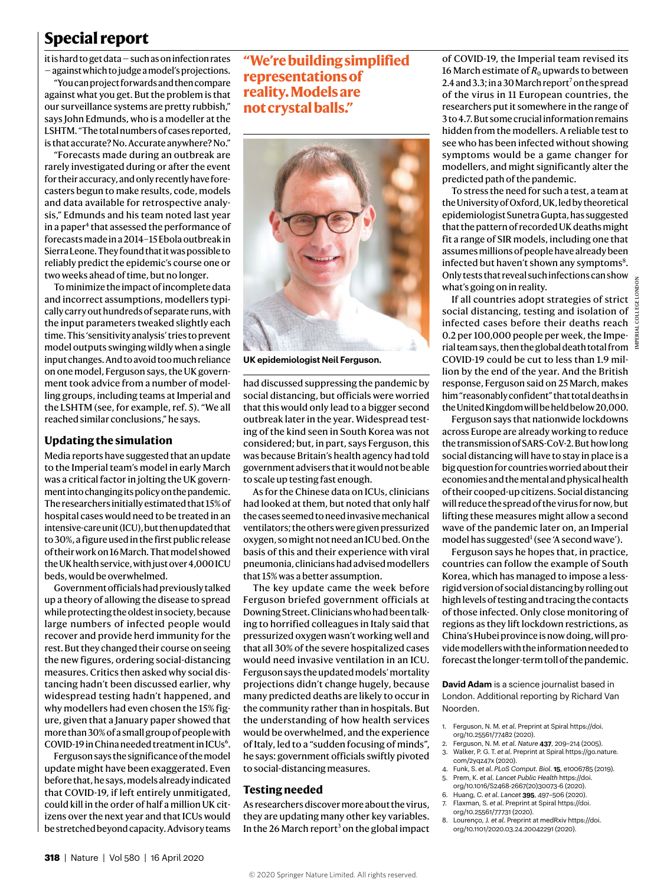## Special report

it is hard to get data – such as on infection rates – against which to judge a model's projections.

"You can project forwards and then compare against what you get. But the problem is that our surveillance systems are pretty rubbish," says John Edmunds, who is a modeller at the LSHTM. "The total numbers of cases reported, is that accurate? No. Accurate anywhere? No."

"Forecasts made during an outbreak are rarely investigated during or after the event for their accuracy, and only recently have forecasters begun to make results, code, models and data available for retrospective analysis," Edmunds and his team noted last year in a paper[4] that assessed the performance of forecasts made in a 2014–15 Ebola outbreak in Sierra Leone. They found that it was possible to reliably predict the epidemic's course one or two weeks ahead of time, but no longer.

To minimize the impact of incomplete data and incorrect assumptions, modellers typically carry out hundreds of separate runs, with the input parameters tweaked slightly each time. This 'sensitivity analysis' tries to prevent model outputs swinging wildly when a single input changes. And to avoid too much reliance on one model, Ferguson says, the UK government took advice from a number of modelling groups, including teams at Imperial and the LSHTM (see, for example, ref. 5). "We all reached similar conclusions," he says.

### Updating the simulation

Media reports have suggested that an update to the Imperial team's model in early March was a critical factor in jolting the UK government into changing its policy on the pandemic. The researchers initially estimated that 15% of hospital cases would need to be treated in an intensive-care unit (ICU), but then updated that to 30%, a figure used in the first public release of their work on 16 March. That model showed the UK health service, with just over 4,000 ICU beds, would be overwhelmed.

Government officials had previously talked up a theory of allowing the disease to spread while protecting the oldest in society, because large numbers of infected people would recover and provide herd immunity for the rest. But they changed their course on seeing the new figures, ordering social-distancing measures. Critics then asked why social distancing hadn't been discussed earlier, why widespread testing hadn't happened, and why modellers had even chosen the 15% figure, given that a January paper showed that more than 30% of a small group of people with COVID-19 in China needed treatment in ICUs[6].

Ferguson says the significance of the model update might have been exaggerated. Even before that, he says, models already indicated that COVID-19, if left entirely unmitigated, could kill in the order of half a million UK citizens over the next year and that ICUs would be stretched beyond capacity. Advisory teams had discussed suppressing the pandemic by social distancing, but officials were worried that this would only lead to a bigger second outbreak later in the year. Widespread testing of the kind seen in South Korea was not considered; but, in part, says Ferguson, this was because Britain's health agency had told government advisers that it would not be able to scale up testing fast enough.

As for the Chinese data on ICUs, clinicians had looked at them, but noted that only half the cases seemed to need invasive mechanical ventilators; the others were given pressurized oxygen, so might not need an ICU bed. On the basis of this and their experience with viral pneumonia, clinicians had advised modellers that 15% was a better assumption.

The key update came the week before Ferguson briefed government officials at Downing Street. Clinicians who had been talking to horrified colleagues in Italy said that pressurized oxygen wasn't working well and that all 30% of the severe hospitalized cases would need invasive ventilation in an ICU. Ferguson says the updated models' mortality projections didn't change hugely, because many predicted deaths are likely to occur in the community rather than in hospitals. But the understanding of how health services would be overwhelmed, and the experience of Italy, led to a "sudden focusing of minds", he says: government officials swiftly pivoted to social-distancing measures.

**"We're building simplified representations of reality. Models are not crystal balls."**

UK epidemiologist Neil Ferguson.

### Testing needed

As researchers discover more about the virus, they are updating many other key variables. In the 26 March report[3] on the global impact of COVID-19, the Imperial team revised its 16 March estimate of $R_0$ upwards to between 2.4 and 3.3; in a 30 March report[7] on the spread of the virus in 11 European countries, the researchers put it somewhere in the range of 3 to 4.7. But some crucial information remains hidden from the modellers. A reliable test to see who has been infected without showing symptoms would be a game changer for modellers, and might significantly alter the predicted path of the pandemic.

To stress the need for such a test, a team at the University of Oxford, UK, led by theoretical epidemiologist Sunetra Gupta, has suggested that the pattern of recorded UK deaths might fit a range of SIR models, including one that assumes millions of people have already been infected but haven't shown any symptoms[8]. Only tests that reveal such infections can show what's going on in reality.

If all countries adopt strategies of strict social distancing, testing and isolation of infected cases before their deaths reach 0.2 per 100,000 people per week, the Imperial team says, then the global death total from COVID-19 could be cut to less than 1.9 million by the end of the year. And the British response, Ferguson said on 25 March, makes him "reasonably confident" that total deaths in the United Kingdom will be held below 20,000.

Ferguson says that nationwide lockdowns across Europe are already working to reduce the transmission of SARS-CoV-2. But how long social distancing will have to stay in place is a big question for countries worried about their economies and the mental and physical health of their cooped-up citizens. Social distancing will reduce the spread of the virus for now, but lifting these measures might allow a second wave of the pandemic later on, an Imperial model has suggested[1] (see 'A second wave').

Ferguson says that he hopes that, in practice, countries can follow the example of South Korea, which has managed to impose a less-rigid version of social distancing by rolling out high levels of testing and tracing the contacts of those infected. Only close monitoring of regions as they lift lockdown restrictions, as China's Hubei province is now doing, will provide modellers with the information needed to forecast the longer-term toll of the pandemic.

**David Adam** is a science journalist based in London. Additional reporting by Richard Van Noorden.

1. Ferguson, N. M. *et al.* Preprint at Spiral https://doi.org/10.25561/77482 (2020).
2. Ferguson, N. M. *et al. Nature* **437**, 209–214 (2005).
3. Walker, P. G. T. *et al.* Preprint at Spiral https://go.nature.com/2yqz47x (2020).
4. Funk, S. *et al. PLoS Comput. Biol.* **15**, e1006785 (2019).
5. Prem, K. *et al. Lancet Public Health* https://doi.org/10.1016/S2468-2667(20)30073-6 (2020).
6. Huang, C. *et al. Lancet* **395**, 497–506 (2020).
7. Flaxman, S. *et al.* Preprint at Spiral https://doi.org/10.25561/77731 (2020).
8. Lourenço, J. *et al.* Preprint at medRxiv https://doi.org/10.1101/2020.03.24.20042291 (2020).